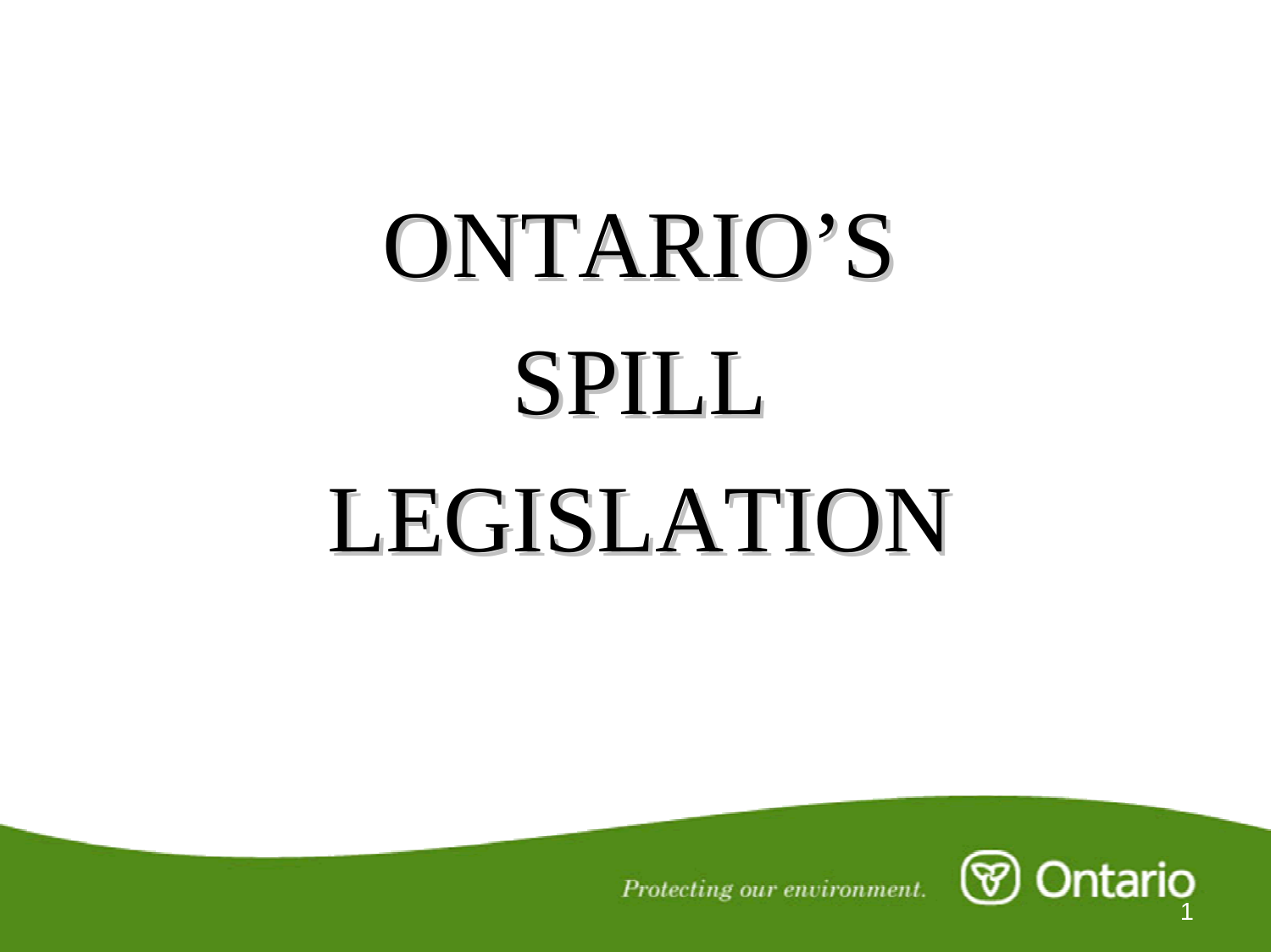# ONTARIO'S SPILL LEGISLATION

*Protecting our environment.*

Ontario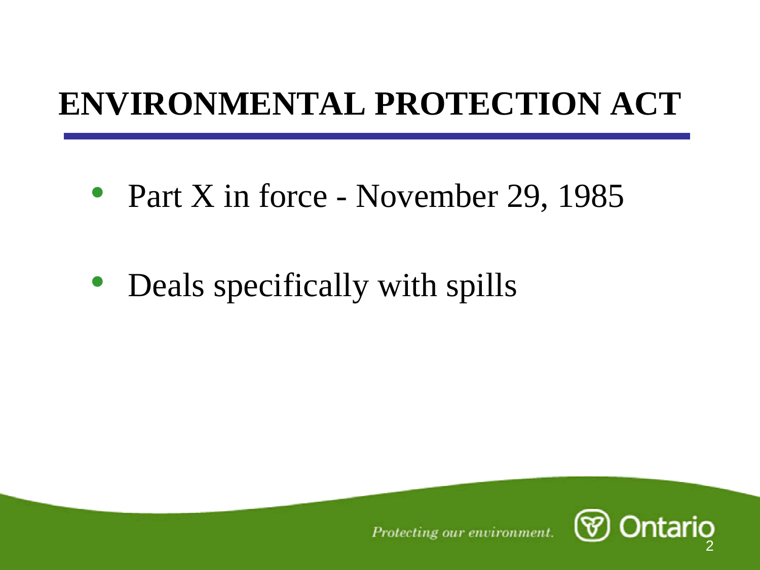# ENVIRONMENTAL PROTECTION ACT

- Part X in force - November 29, 1985
- Deals specifically with spills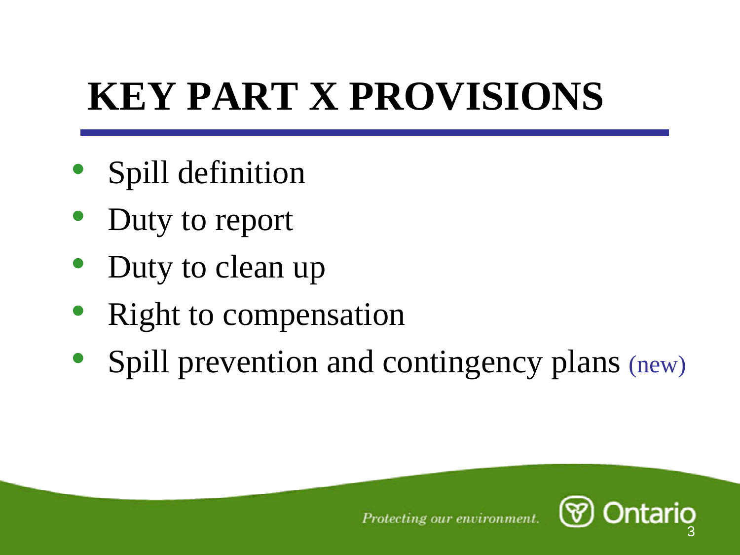# KEY PART X PROVISIONS

- Spill definition
- Duty to report
- Duty to clean up
- Right to compensation
- Spill prevention and contingency plans (new)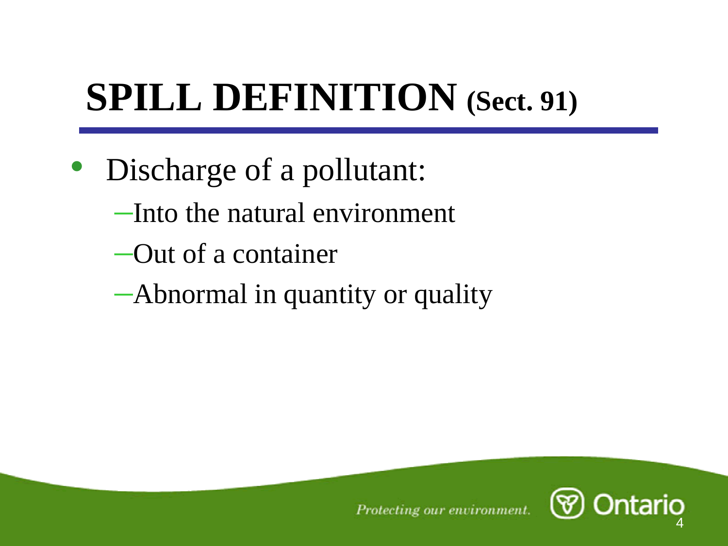# SPILL DEFINITION (Sect. 91)

- Discharge of a pollutant:
  - Into the natural environment
  - Out of a container
  - Abnormal in quantity or quality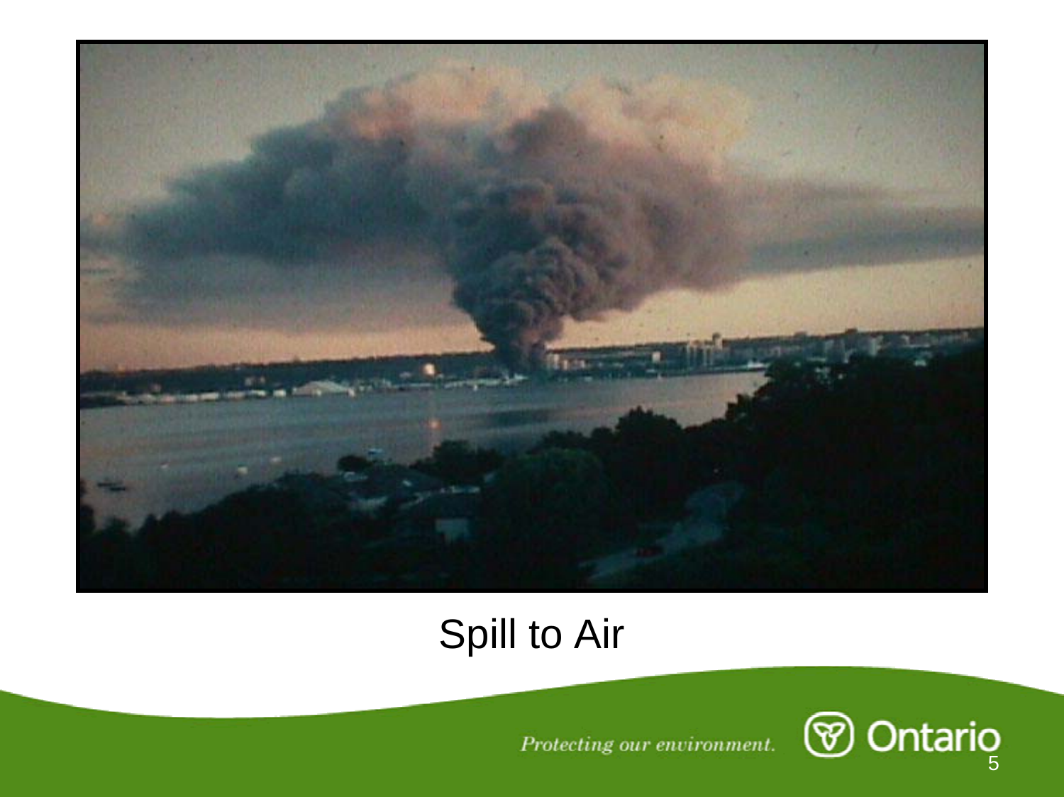Spill to Air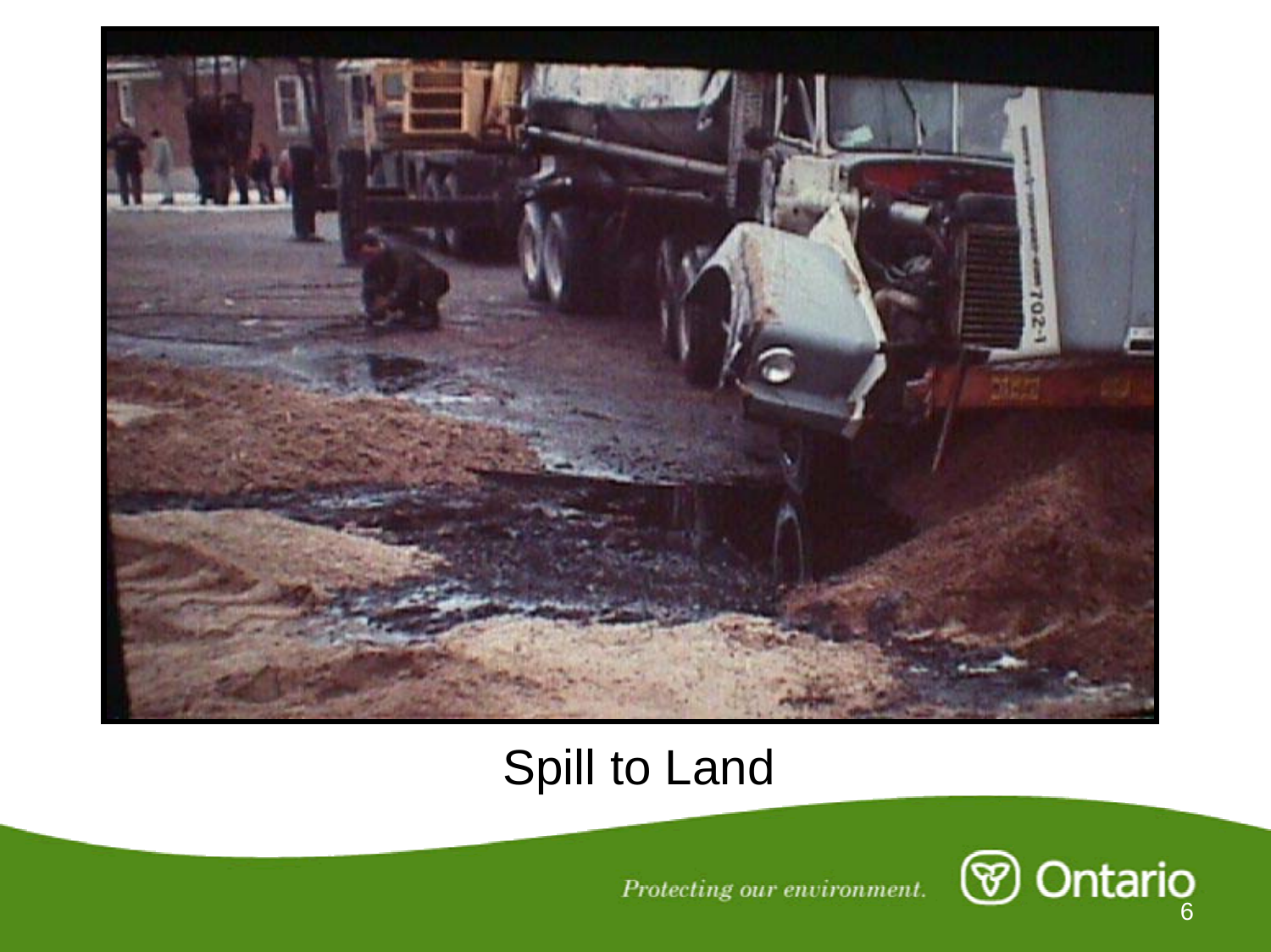Spill to Land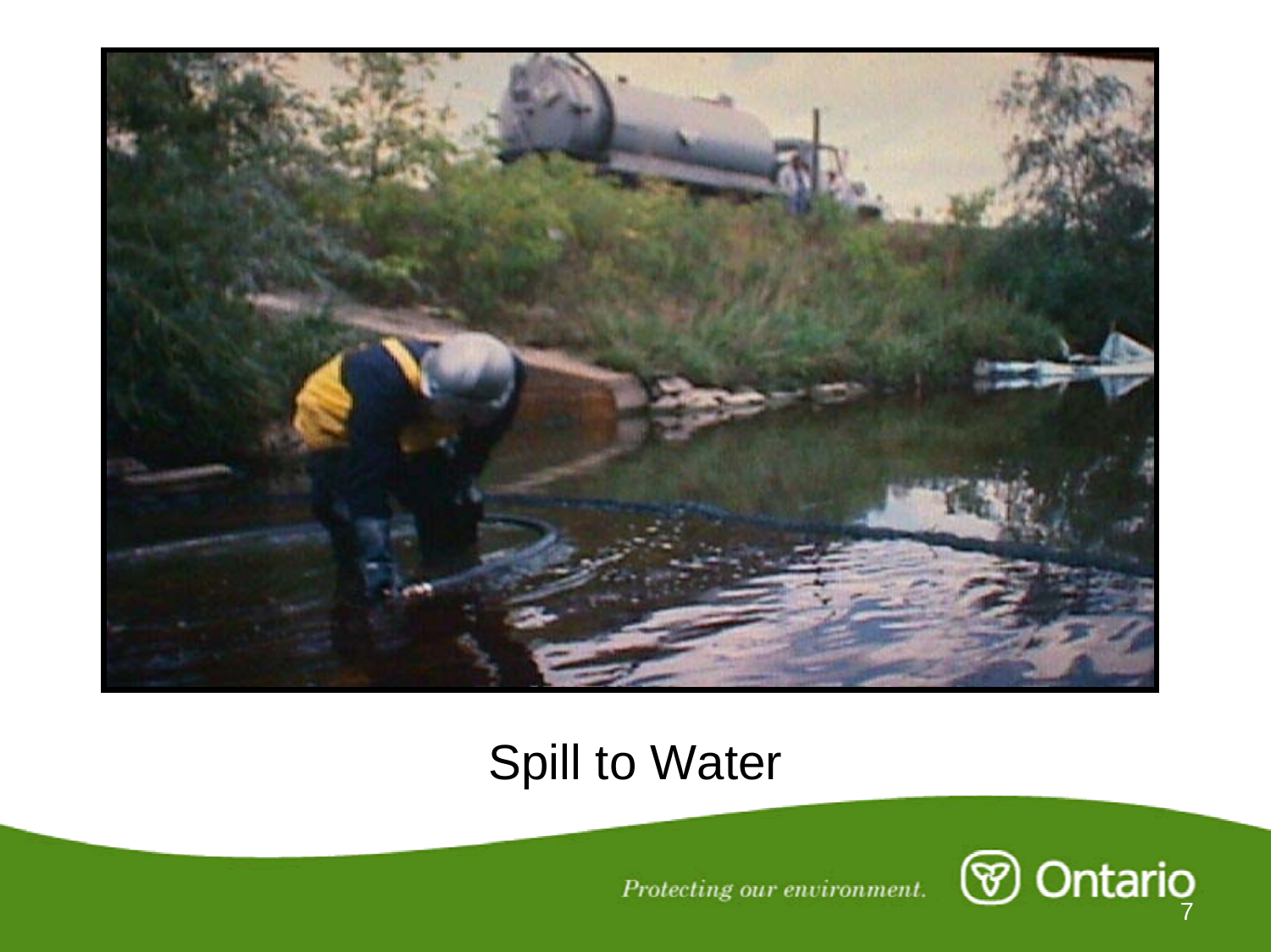Spill to Water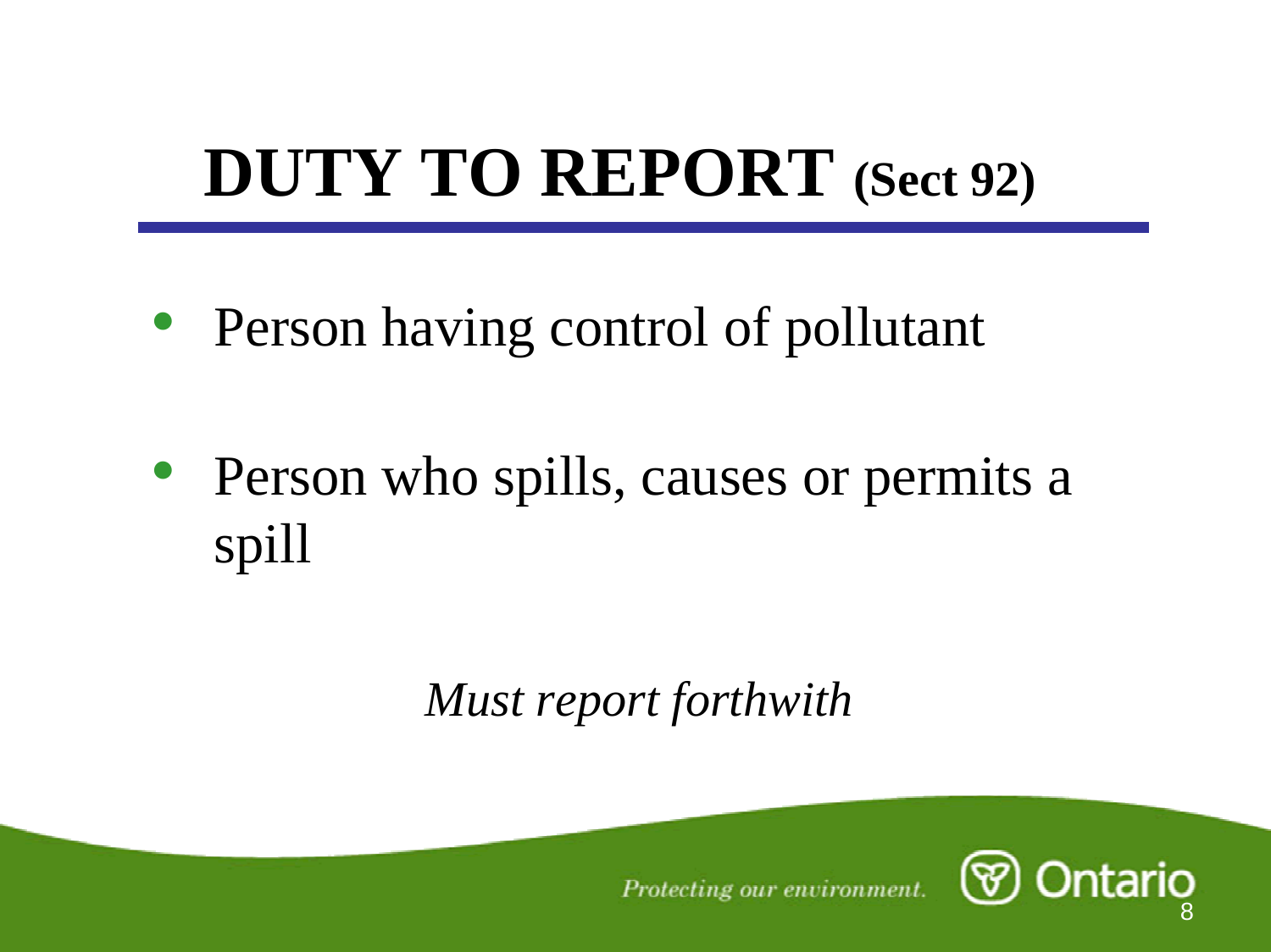# DUTY TO REPORT (Sect 92)

- Person having control of pollutant
- Person who spills, causes or permits a spill

*Must report forthwith*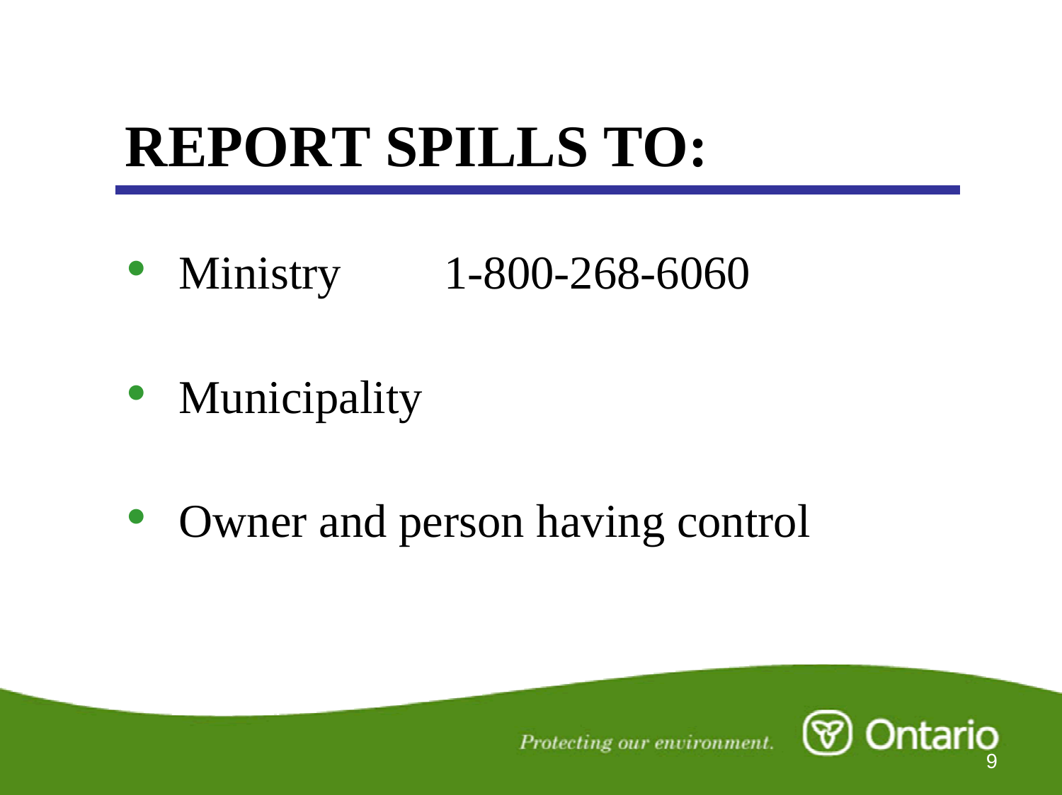# REPORT SPILLS TO:

- Ministry 1-800-268-6060
- Municipality
- Owner and person having control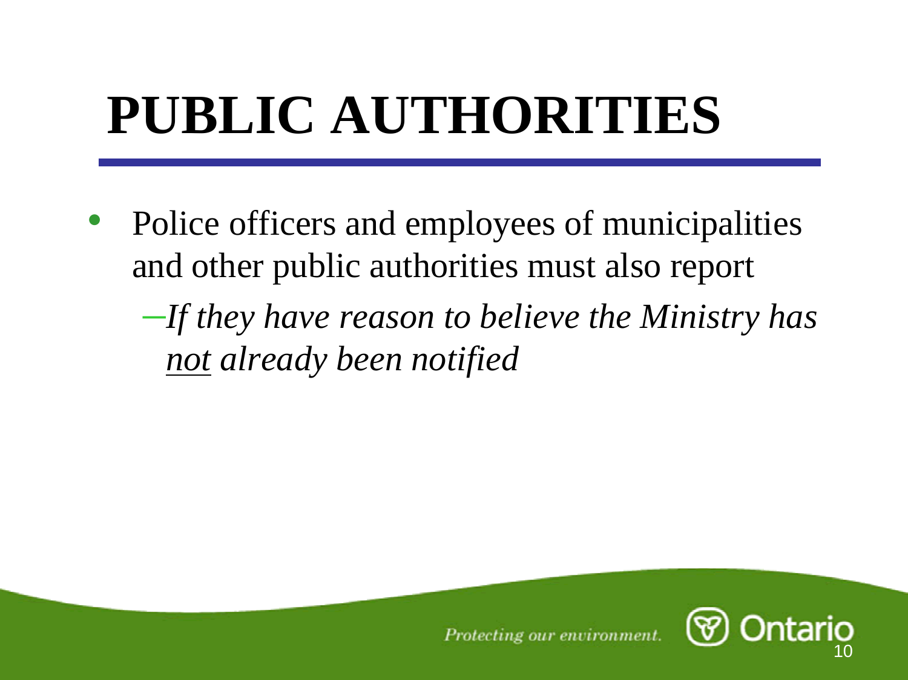# PUBLIC AUTHORITIES

- Police officers and employees of municipalities and other public authorities must also report
  - *If they have reason to believe the Ministry has not already been notified*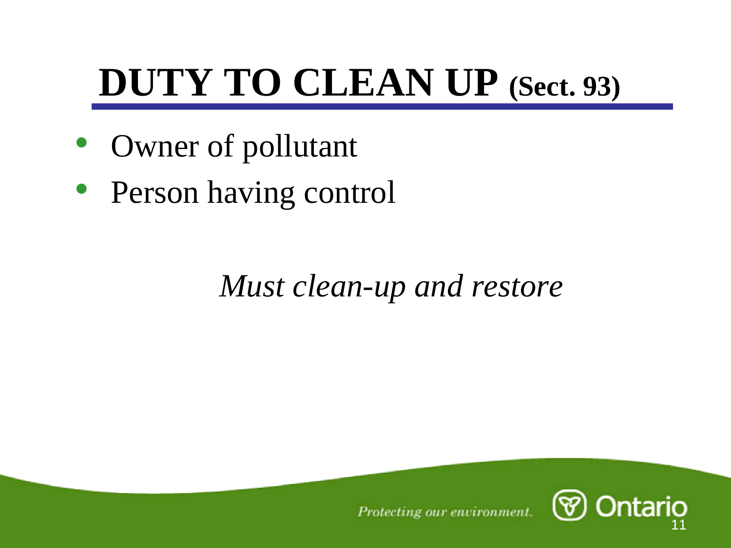# DUTY TO CLEAN UP (Sect. 93)

- Owner of pollutant
- Person having control

*Must clean-up and restore*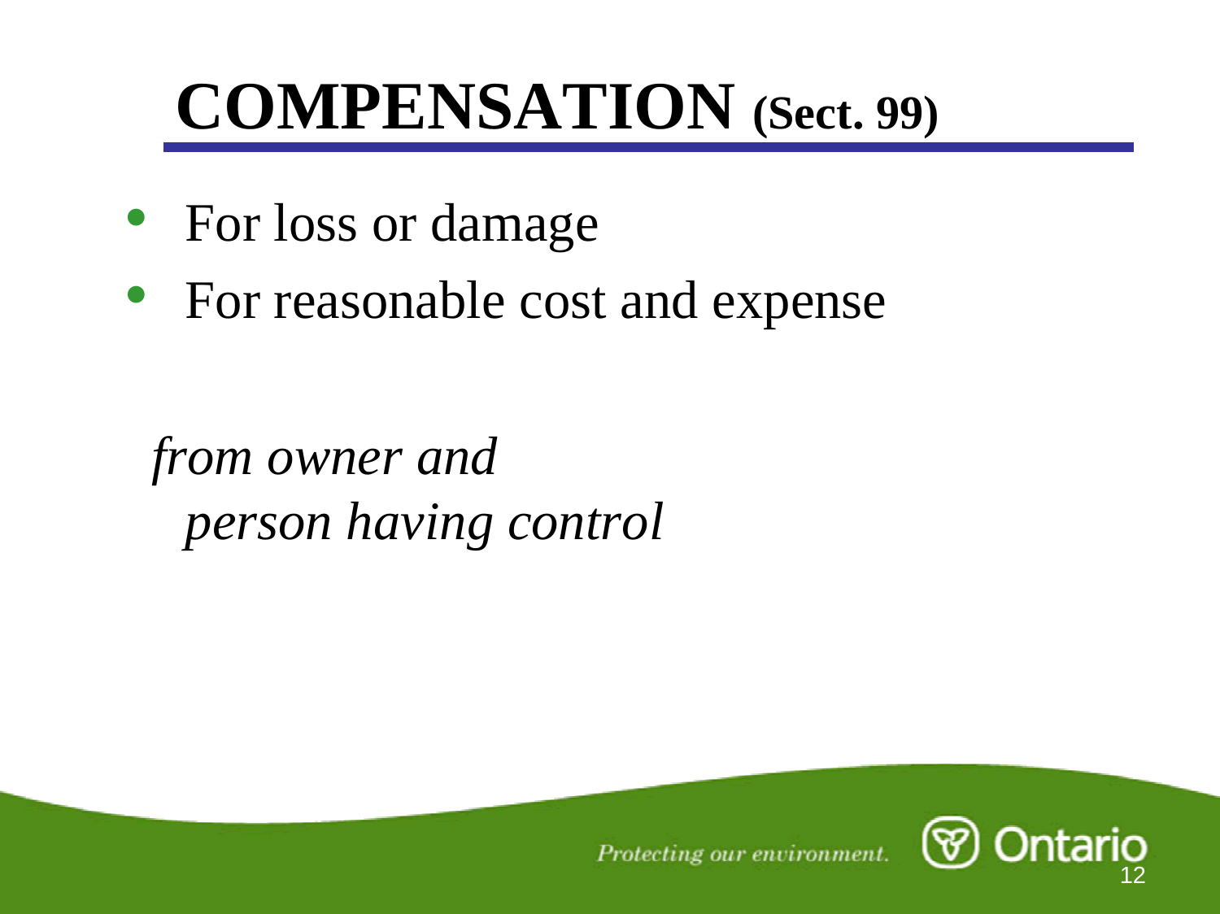# COMPENSATION (Sect. 99)

- For loss or damage
- For reasonable cost and expense

*from owner and*
*person having control*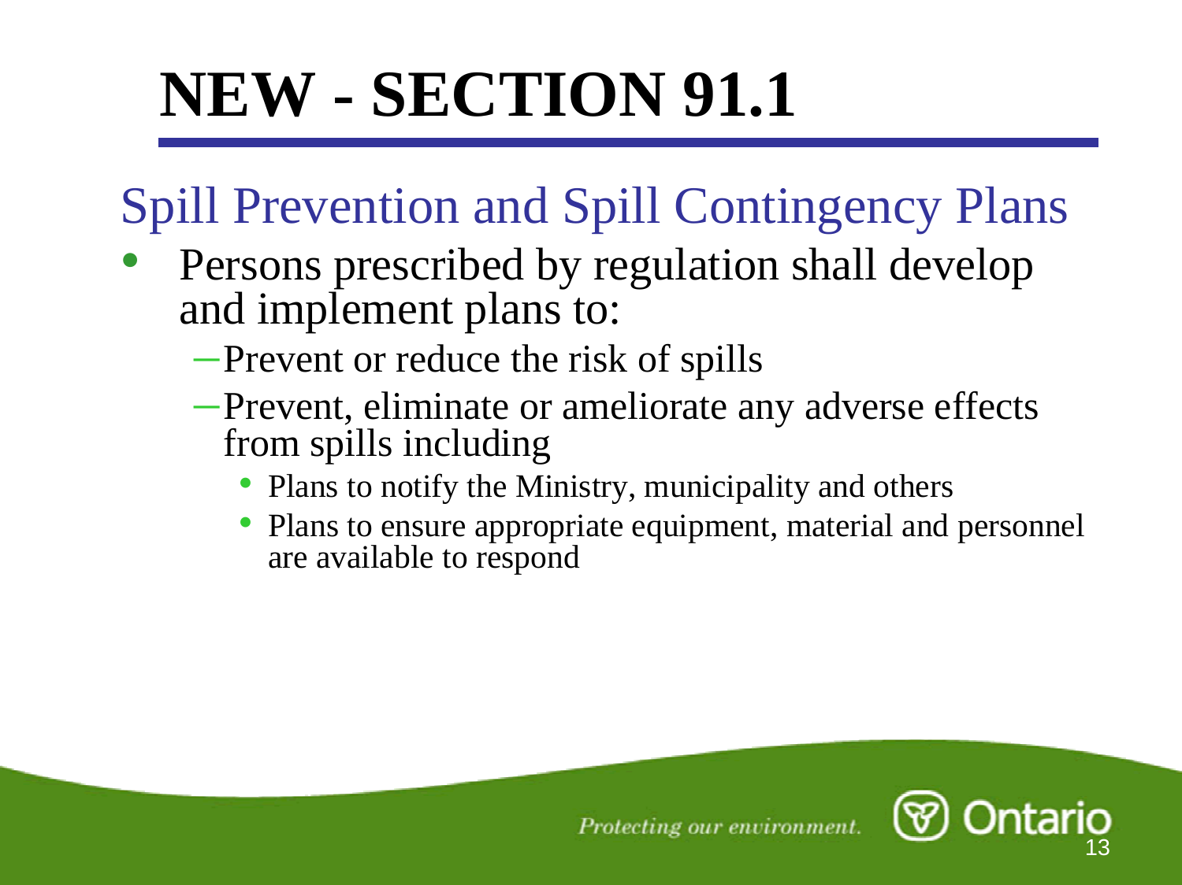# NEW - SECTION 91.1

## Spill Prevention and Spill Contingency Plans

- Persons prescribed by regulation shall develop and implement plans to:
  - Prevent or reduce the risk of spills
  - Prevent, eliminate or ameliorate any adverse effects from spills including
    - Plans to notify the Ministry, municipality and others
    - Plans to ensure appropriate equipment, material and personnel are available to respond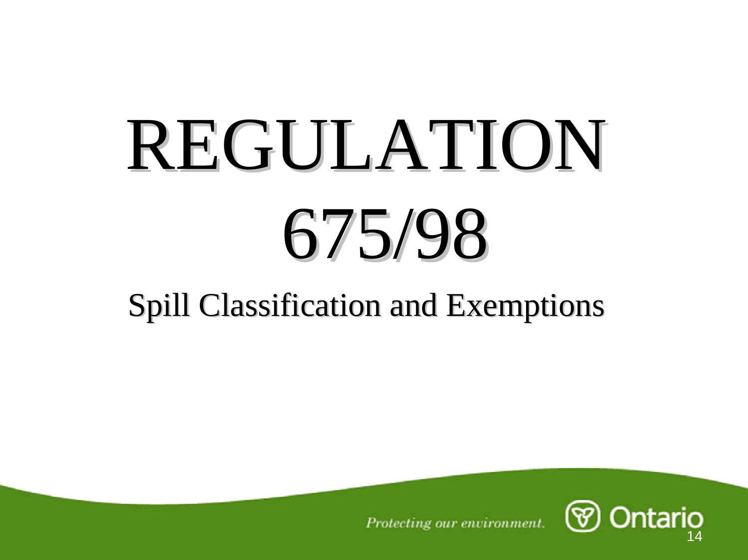# REGULATION 675/98

## Spill Classification and Exemptions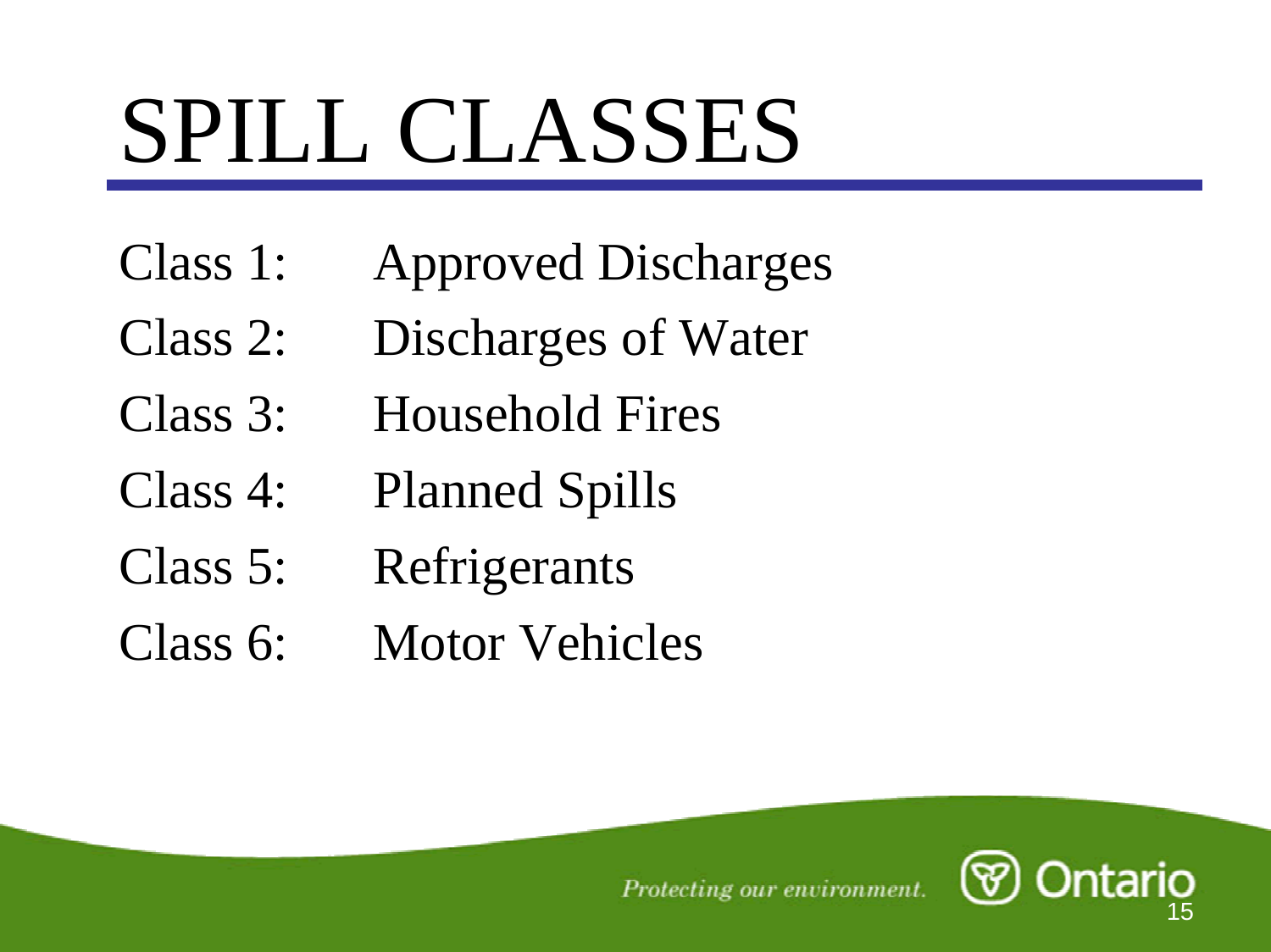# SPILL CLASSES

- Class 1: Approved Discharges
- Class 2: Discharges of Water
- Class 3: Household Fires
- Class 4: Planned Spills
- Class 5: Refrigerants
- Class 6: Motor Vehicles

*Protecting our environment.* Ontario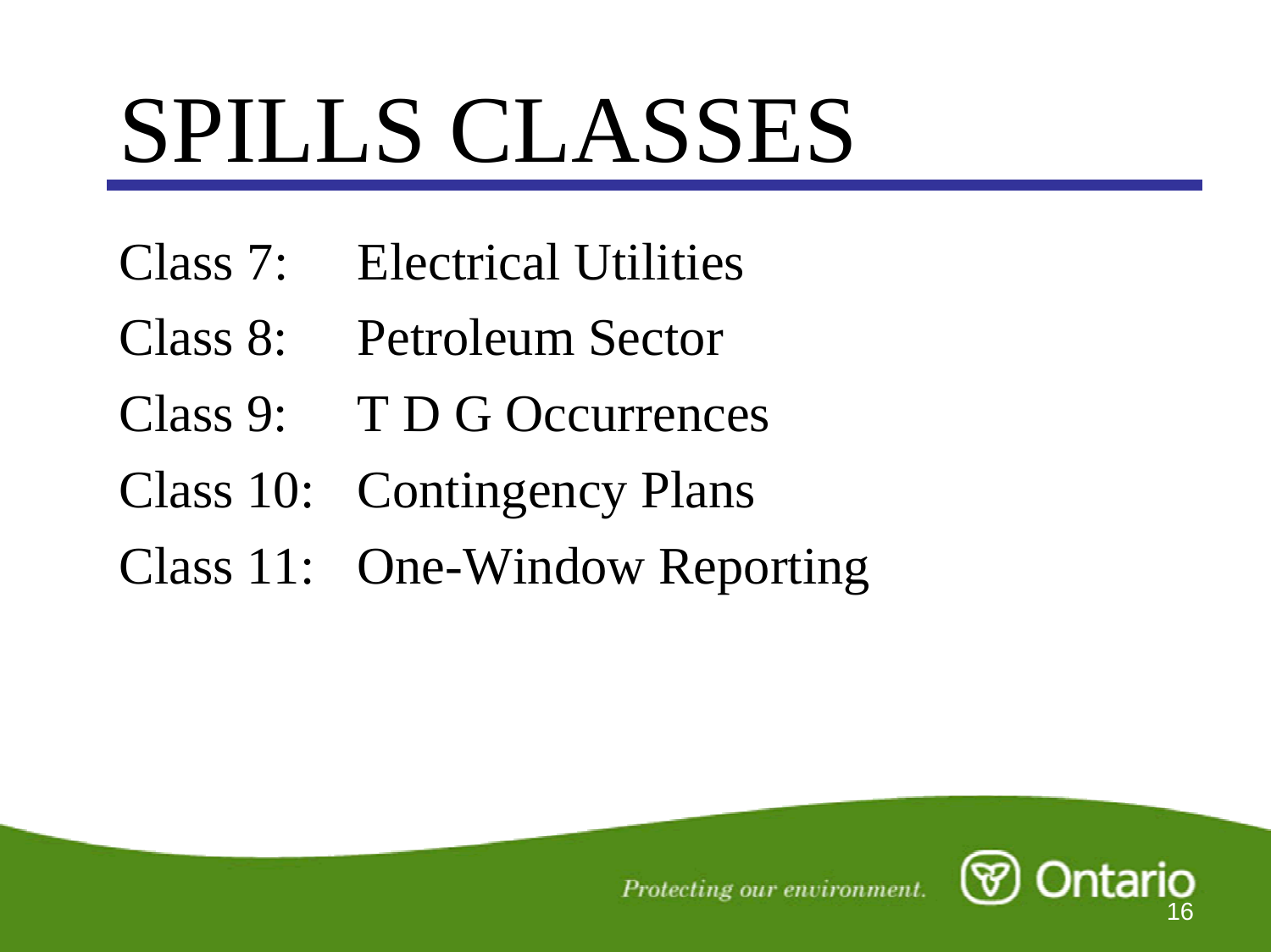# SPILLS CLASSES

- Class 7: Electrical Utilities
- Class 8: Petroleum Sector
- Class 9: T D G Occurrences
- Class 10: Contingency Plans
- Class 11: One-Window Reporting

*Protecting our environment.*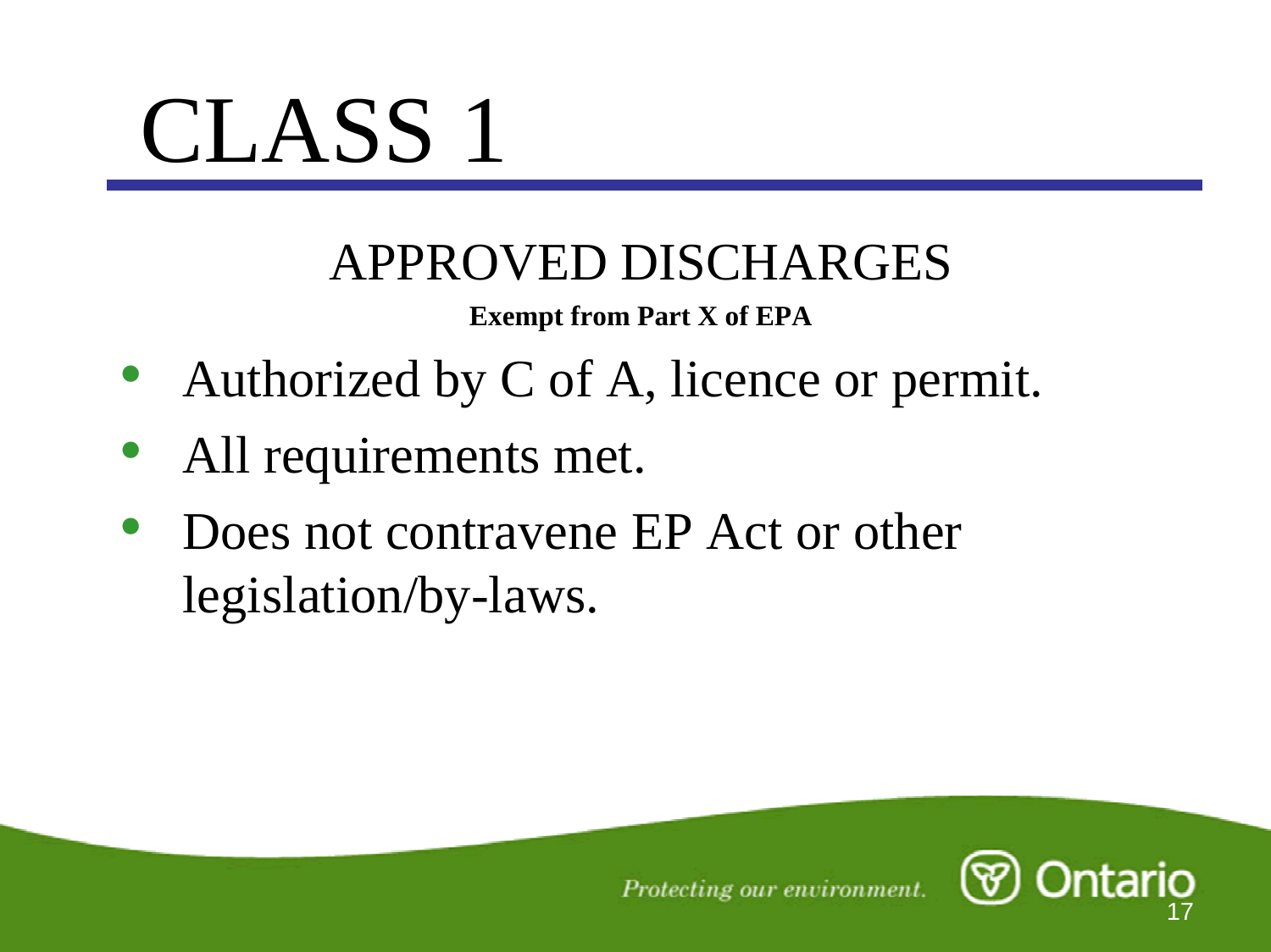# CLASS 1

## APPROVED DISCHARGES

**Exempt from Part X of EPA**

- Authorized by C of A, licence or permit.
- All requirements met.
- Does not contravene EP Act or other legislation/by-laws.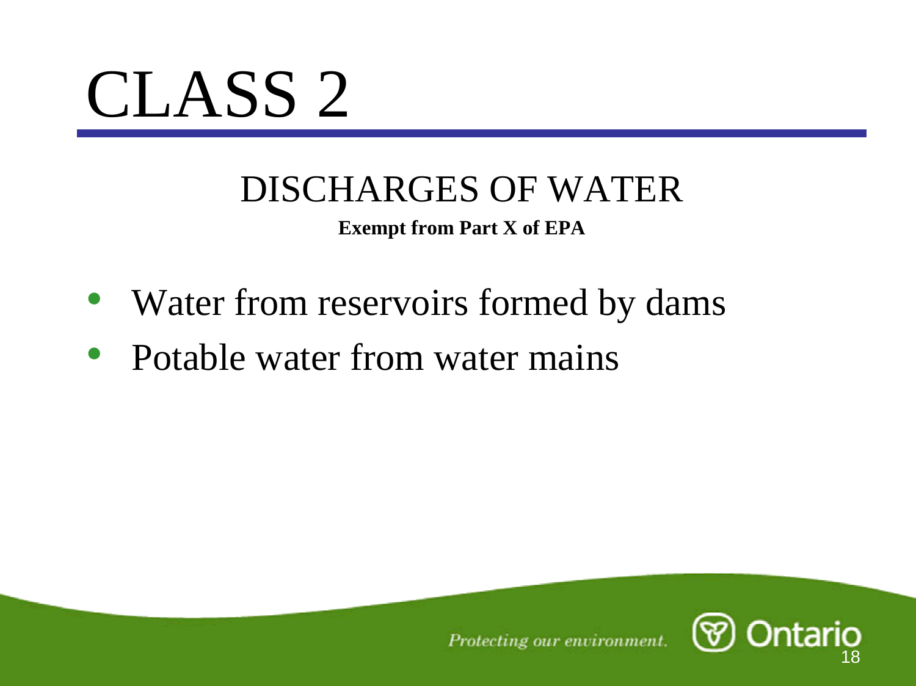# CLASS 2

## DISCHARGES OF WATER

**Exempt from Part X of EPA**

- Water from reservoirs formed by dams
- Potable water from water mains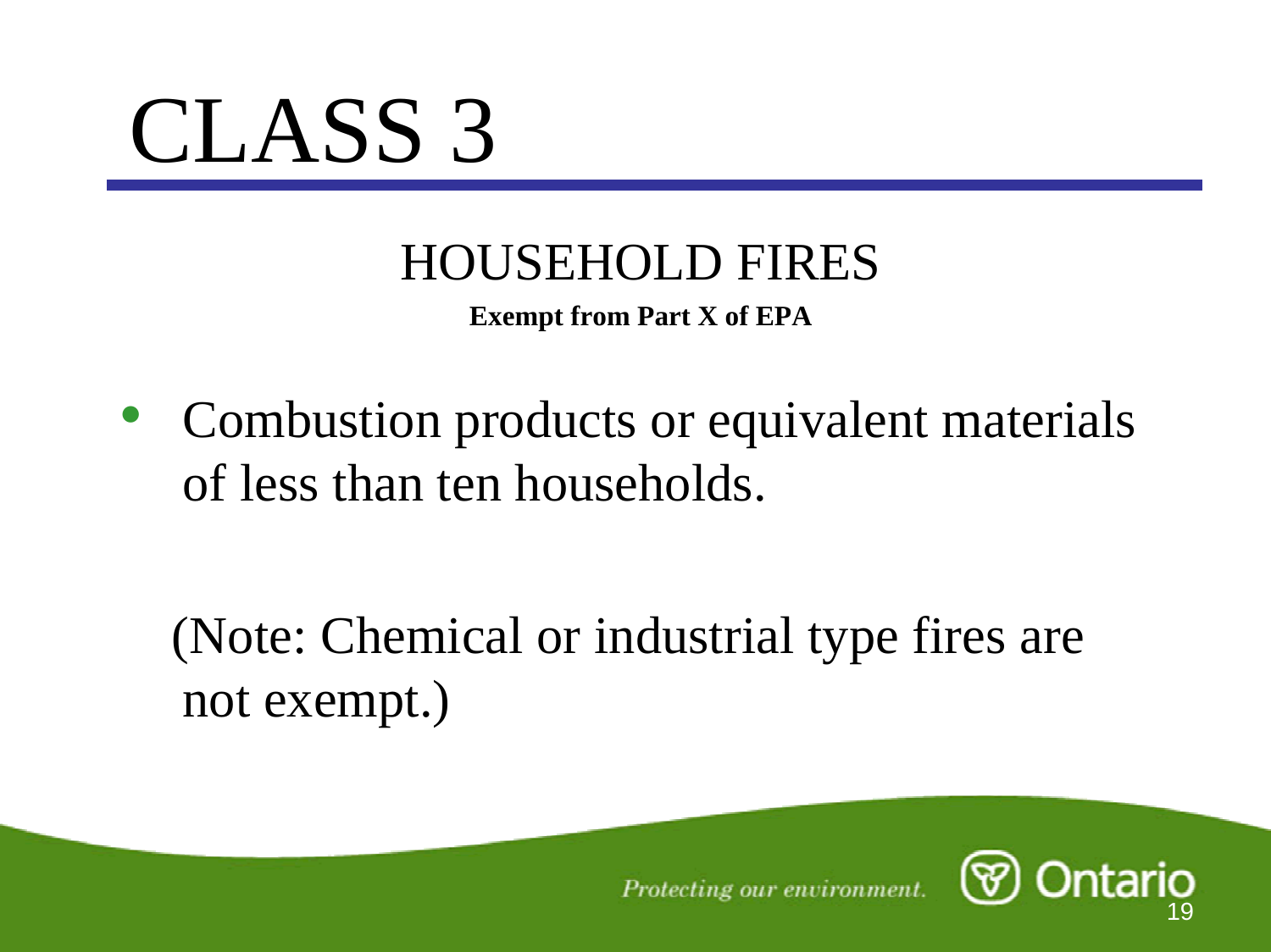# CLASS 3

## HOUSEHOLD FIRES

**Exempt from Part X of EPA**

- Combustion products or equivalent materials of less than ten households.

(Note: Chemical or industrial type fires are not exempt.)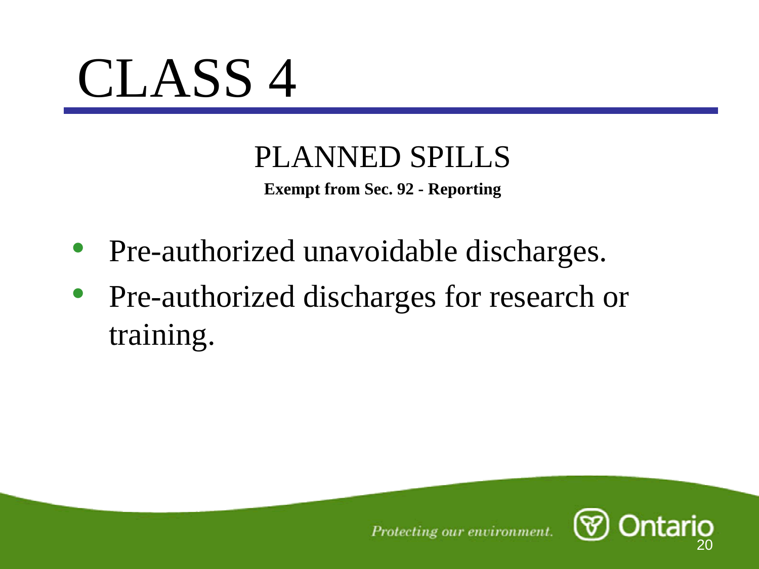# CLASS 4

## PLANNED SPILLS

**Exempt from Sec. 92 - Reporting**

- Pre-authorized unavoidable discharges.
- Pre-authorized discharges for research or training.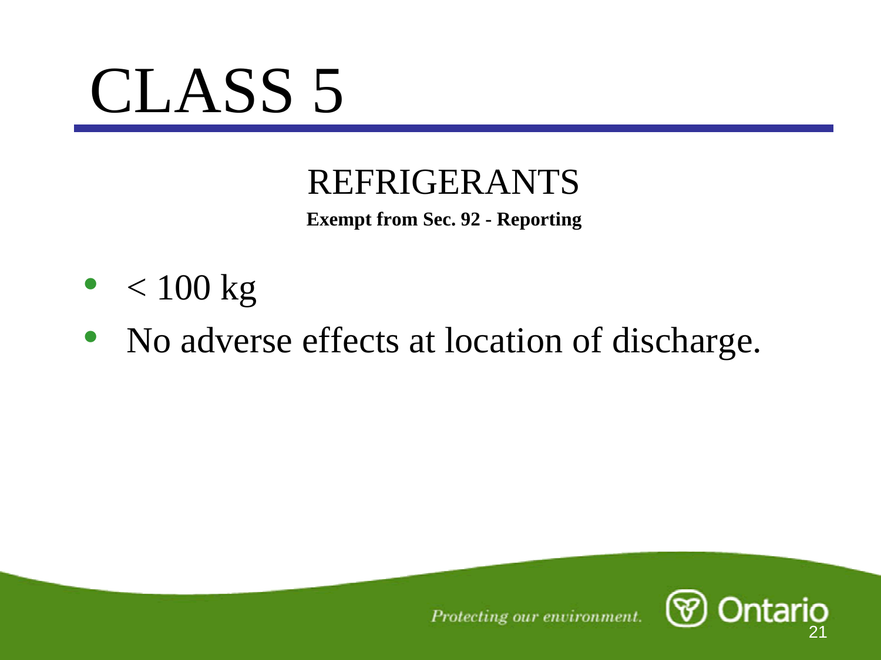# CLASS 5

## REFRIGERANTS

**Exempt from Sec. 92 - Reporting**

- < 100 kg
- No adverse effects at location of discharge.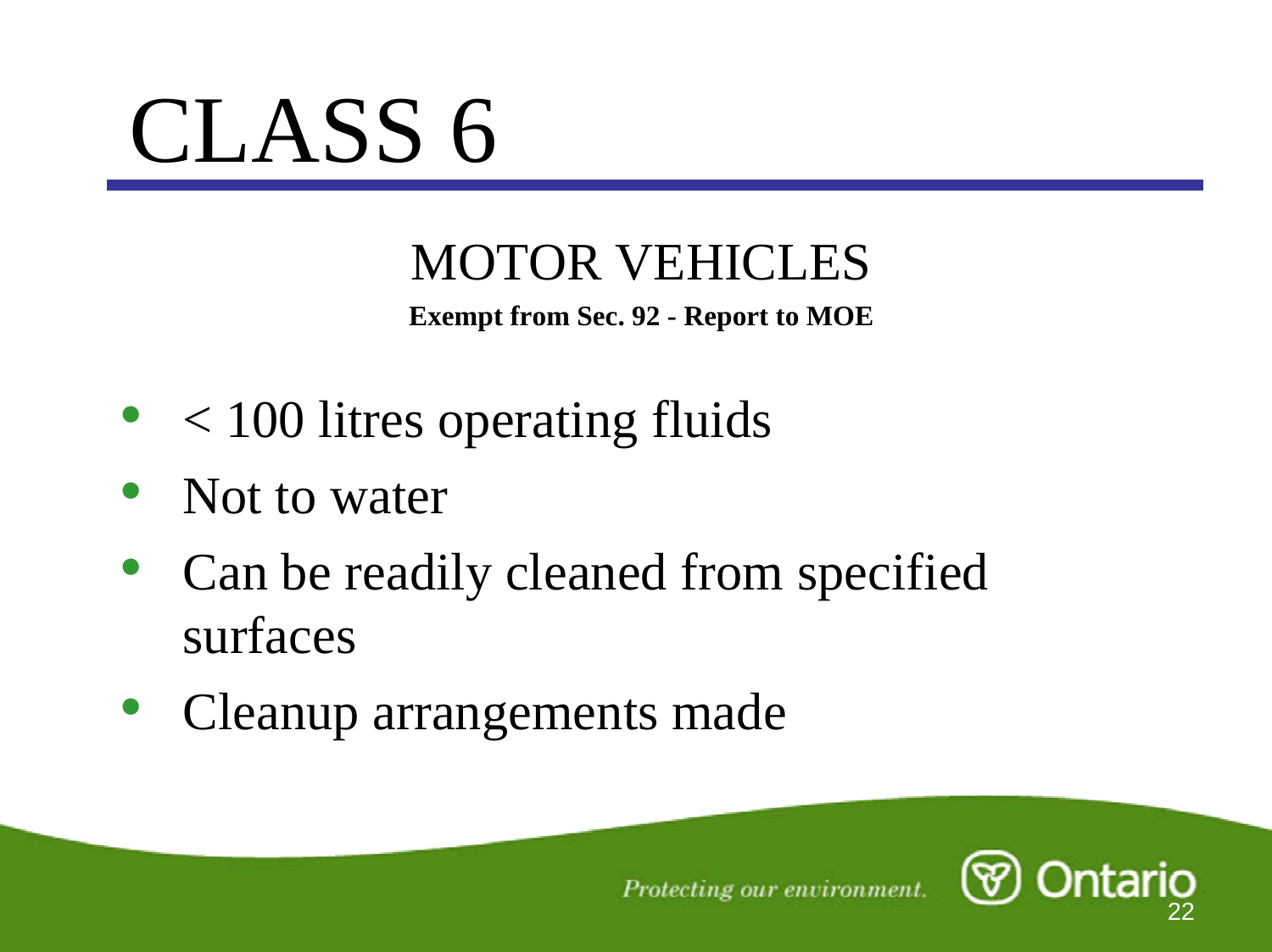# CLASS 6

## MOTOR VEHICLES

**Exempt from Sec. 92 - Report to MOE**

- < 100 litres operating fluids
- Not to water
- Can be readily cleaned from specified surfaces
- Cleanup arrangements made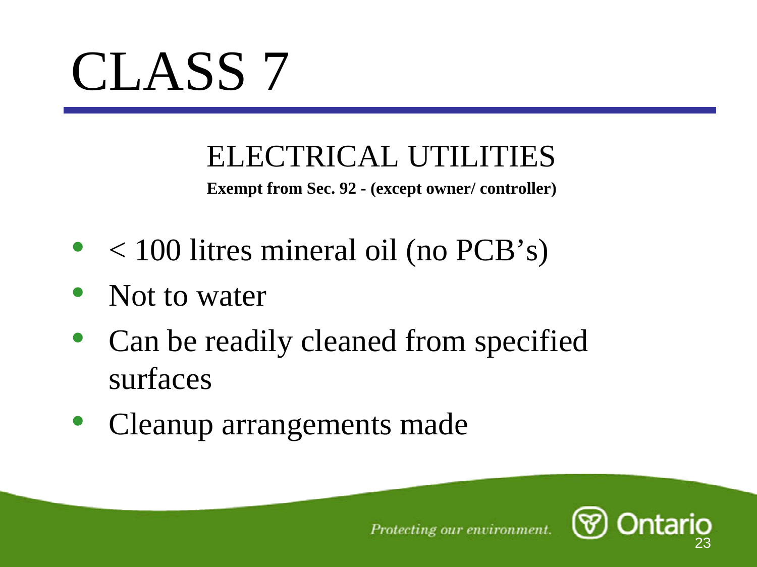# CLASS 7

## ELECTRICAL UTILITIES

**Exempt from Sec. 92 - (except owner/ controller)**

- < 100 litres mineral oil (no PCB's)
- Not to water
- Can be readily cleaned from specified surfaces
- Cleanup arrangements made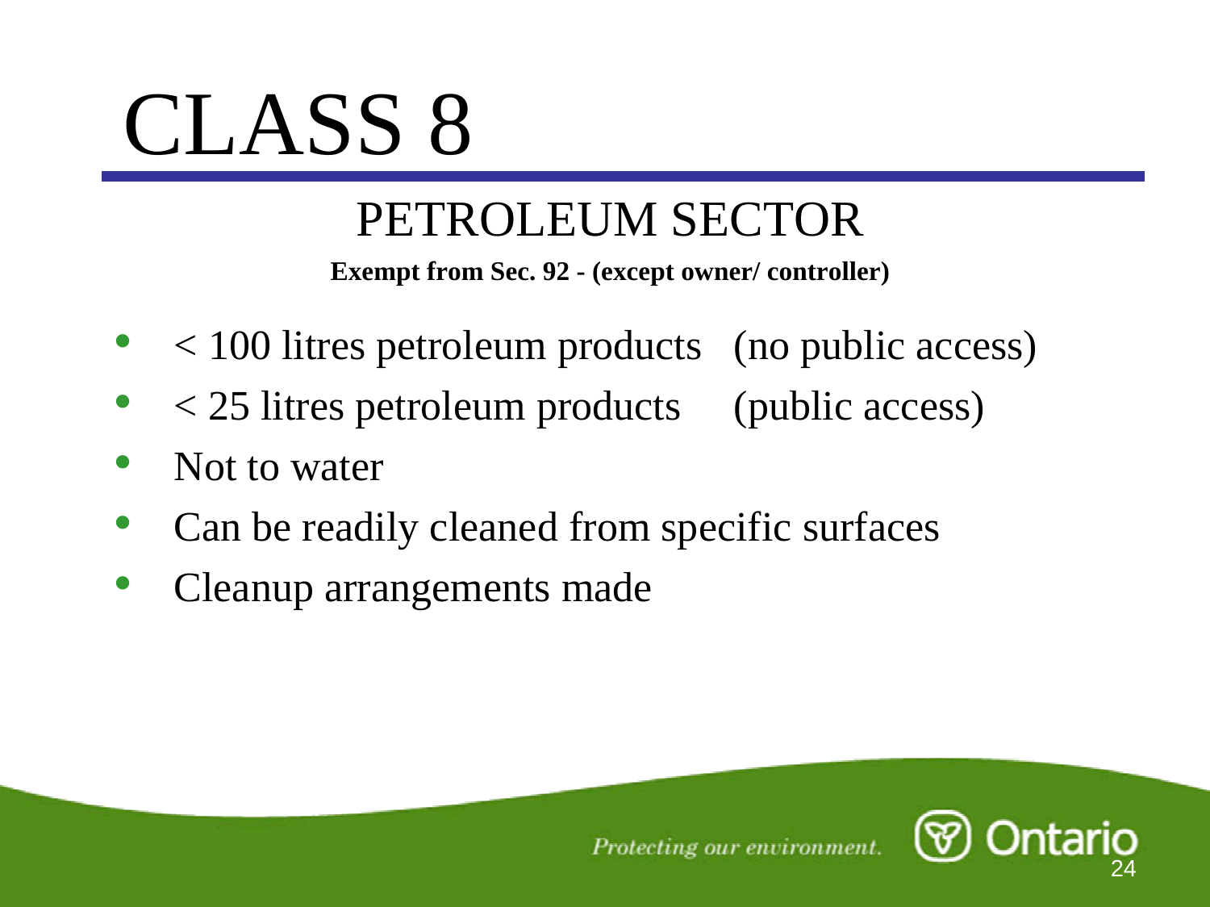# CLASS 8

## PETROLEUM SECTOR

**Exempt from Sec. 92 - (except owner/ controller)**

- < 100 litres petroleum products (no public access)
- < 25 litres petroleum products (public access)
- Not to water
- Can be readily cleaned from specific surfaces
- Cleanup arrangements made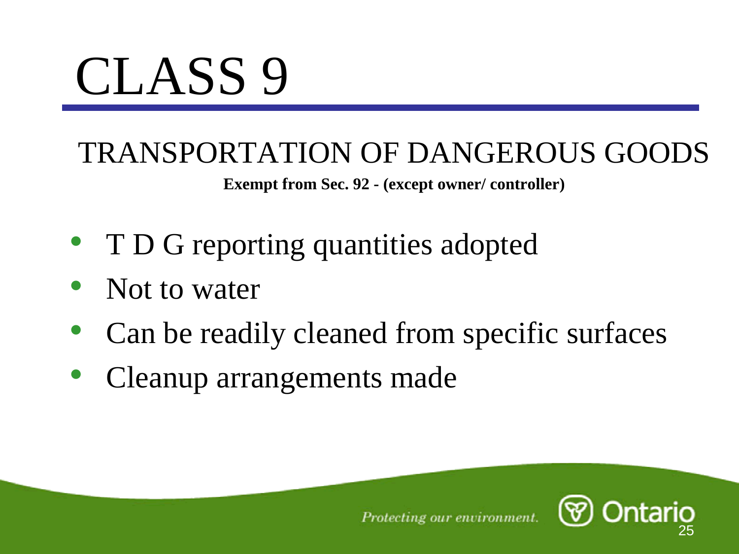# CLASS 9

## TRANSPORTATION OF DANGEROUS GOODS

**Exempt from Sec. 92 - (except owner/ controller)**

- T D G reporting quantities adopted
- Not to water
- Can be readily cleaned from specific surfaces
- Cleanup arrangements made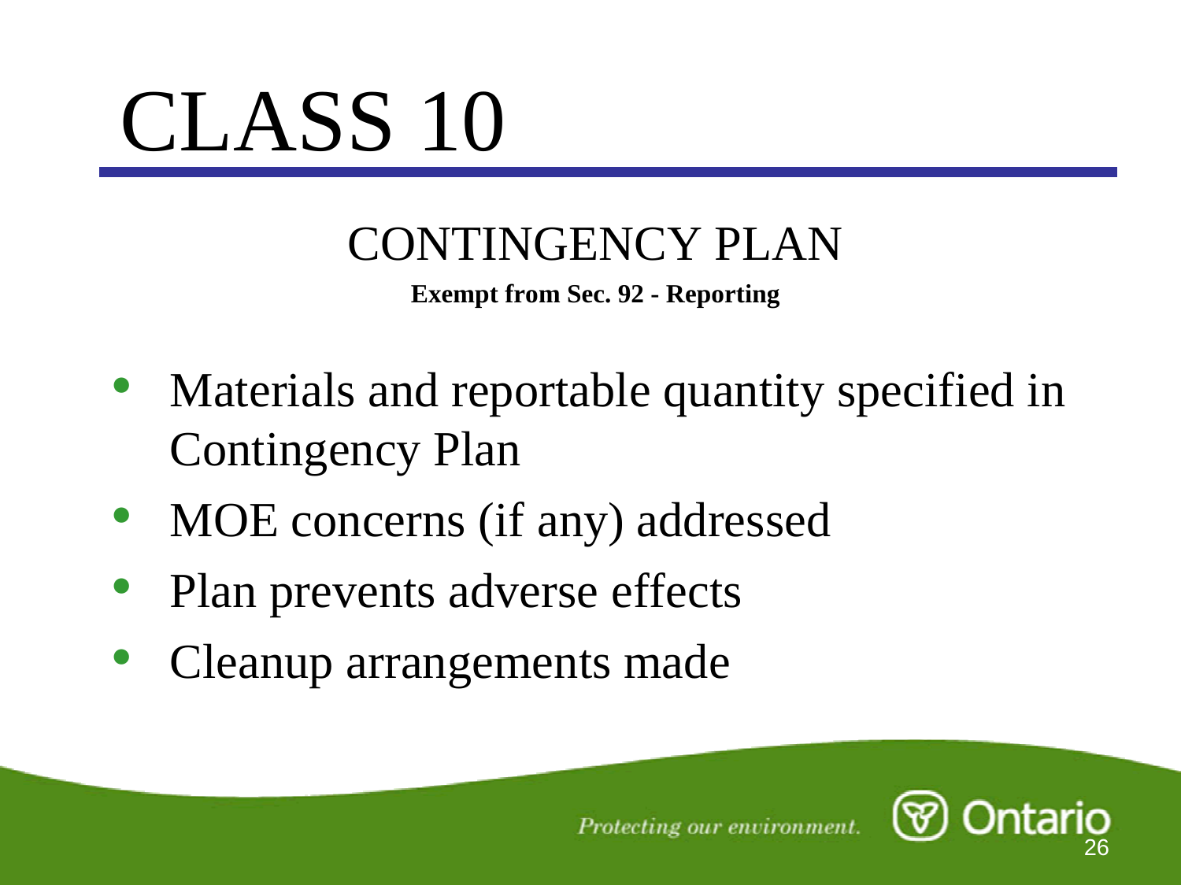# CLASS 10

## CONTINGENCY PLAN

**Exempt from Sec. 92 - Reporting**

- Materials and reportable quantity specified in Contingency Plan
- MOE concerns (if any) addressed
- Plan prevents adverse effects
- Cleanup arrangements made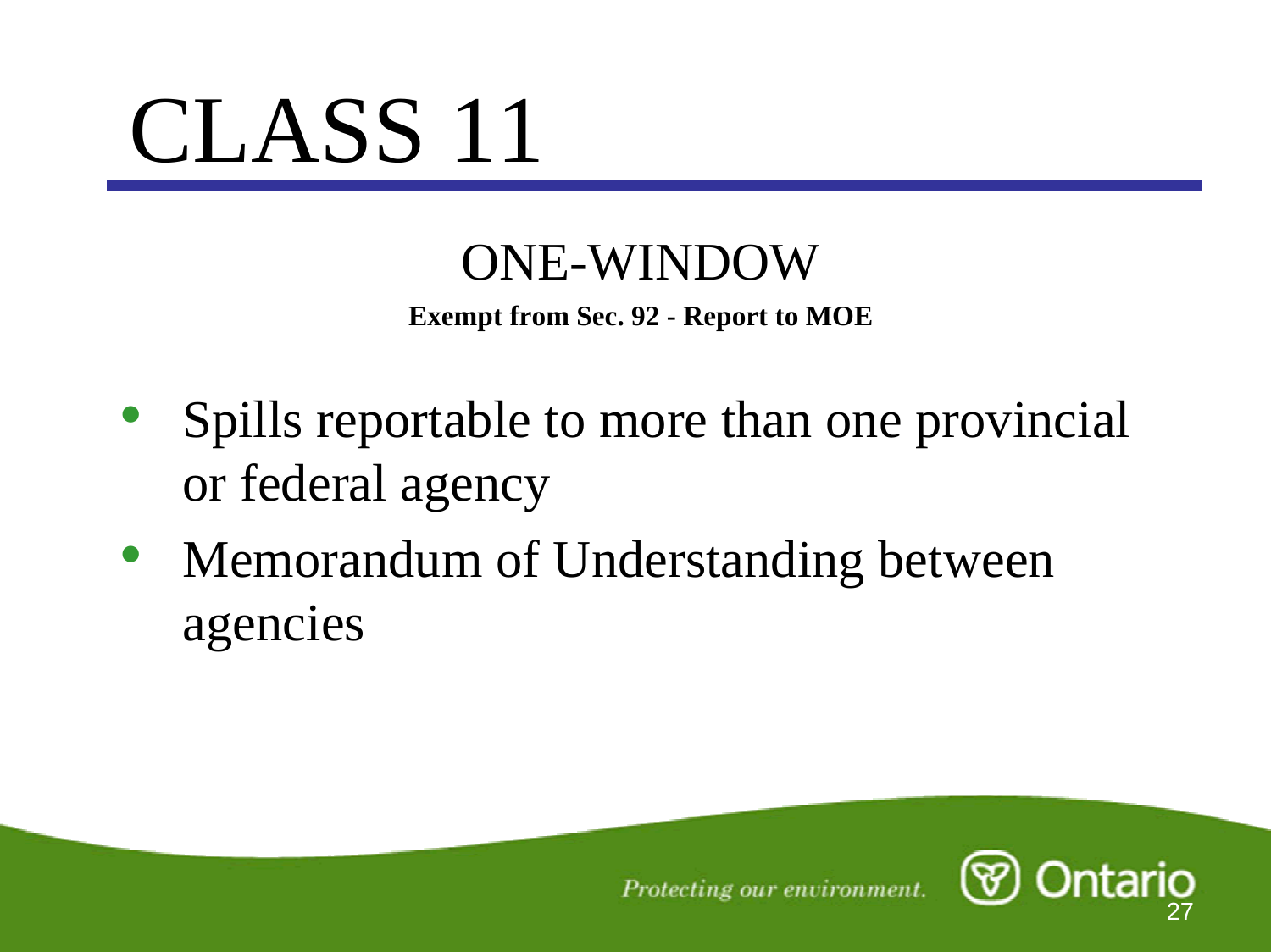# CLASS 11

## ONE-WINDOW

**Exempt from Sec. 92 - Report to MOE**

- Spills reportable to more than one provincial or federal agency
- Memorandum of Understanding between agencies